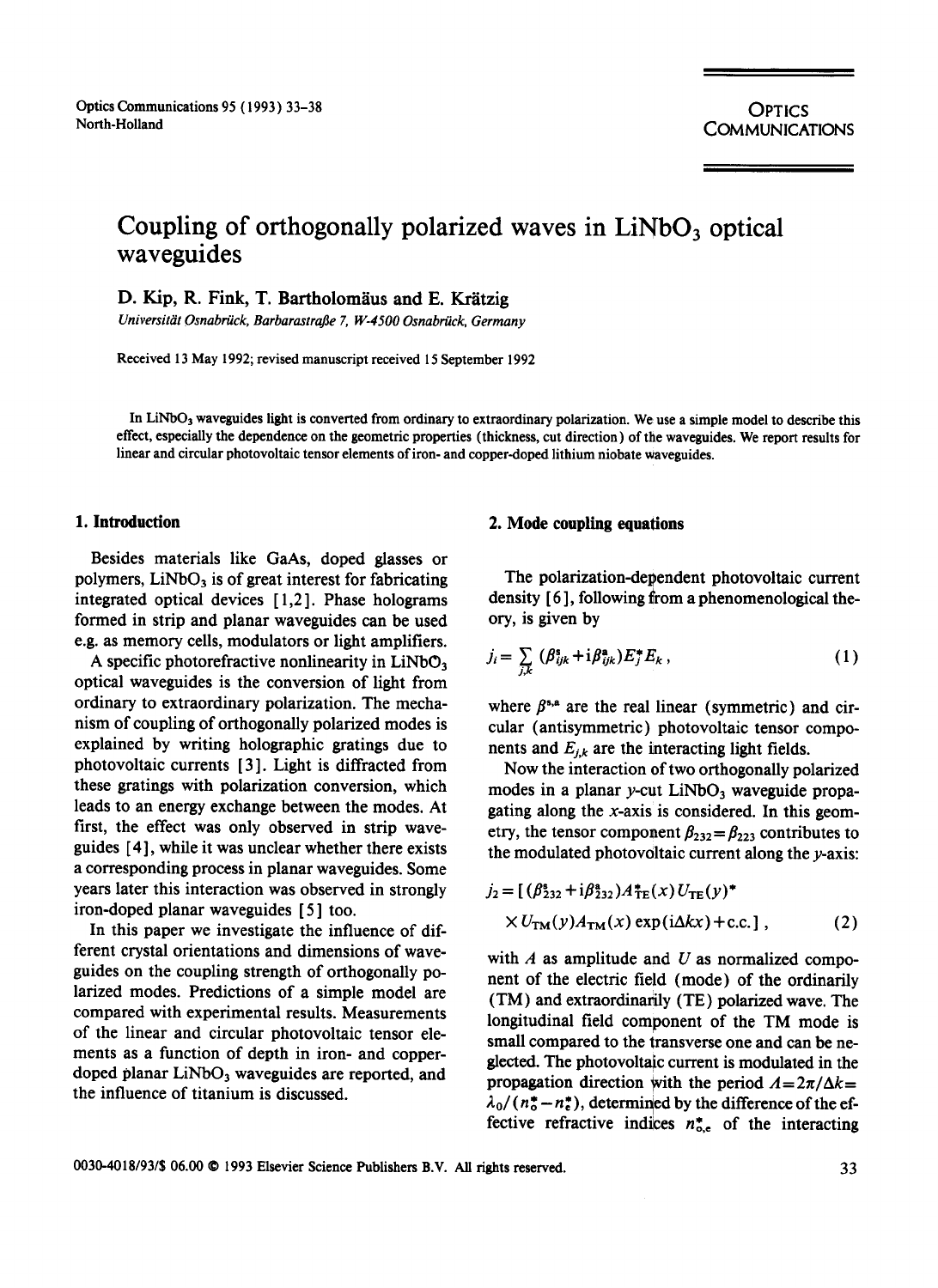# Coupling of orthogonally polarized waves in $LiNbO_3$ optical waveguides

D. Kip, R. Fink, T. Bartholomäus and E. Krätzig

*Universität Osnabrück, Barbarastraße 7, W-4500 Osnabrück, Germany*

Received 13 May 1992; revised manuscript received 15 September 1992

In $LiNbO_3$ waveguides light is converted from ordinary to extraordinary polarization. We use a simple model to describe this effect, especially the dependence on the geometric properties (thickness, cut direction) of the waveguides. We report results for linear and circular photovoltaic tensor elements of iron- and copper-doped lithium niobate waveguides.

## 1. Introduction

Besides materials like GaAs, doped glasses or polymers, $LiNbO_3$ is of great interest for fabricating integrated optical devices [1,2]. Phase holograms formed in strip and planar waveguides can be used e.g. as memory cells, modulators or light amplifiers.

A specific photorefractive nonlinearity in $LiNbO_3$ optical waveguides is the conversion of light from ordinary to extraordinary polarization. The mechanism of coupling of orthogonally polarized modes is explained by writing holographic gratings due to photovoltaic currents [3]. Light is diffracted from these gratings with polarization conversion, which leads to an energy exchange between the modes. At first, the effect was only observed in strip waveguides [4], while it was unclear whether there exists a corresponding process in planar waveguides. Some years later this interaction was observed in strongly iron-doped planar waveguides [5] too.

In this paper we investigate the influence of different crystal orientations and dimensions of waveguides on the coupling strength of orthogonally polarized modes. Predictions of a simple model are compared with experimental results. Measurements of the linear and circular photovoltaic tensor elements as a function of depth in iron- and copper-doped planar $LiNbO_3$ waveguides are reported, and the influence of titanium is discussed.

## 2. Mode coupling equations

The polarization-dependent photovoltaic current density [6], following from a phenomenological theory, is given by

$$j_i = \sum_{j,k} (\beta^{s}_{ijk} + i\beta^{a}_{ijk}) E^{*}_{j} E_{k}\,, \qquad (1)$$

where $\beta^{s,a}$ are the real linear (symmetric) and circular (antisymmetric) photovoltaic tensor components and $E_{j,k}$ are the interacting light fields.

Now the interaction of two orthogonally polarized modes in a planar $y$-cut $LiNbO_3$ waveguide propagating along the $x$-axis is considered. In this geometry, the tensor component $\beta_{232} = \beta_{223}$ contributes to the modulated photovoltaic current along the $y$-axis:

$$j_2 = [(\beta^{s}_{232} + i\beta^{a}_{232}) A^{*}_{TE}(x)\, U_{TE}(y)^{*} \times U_{TM}(y) A_{TM}(x) \exp(i\Delta k x) + \text{c.c.}]\,, \qquad (2)$$

with $A$ as amplitude and $U$ as normalized component of the electric field (mode) of the ordinarily (TM) and extraordinarily (TE) polarized wave. The longitudinal field component of the TM mode is small compared to the transverse one and can be neglected. The photovoltaic current is modulated in the propagation direction with the period $\Lambda = 2\pi/\Delta k = \lambda_0/(n^{*}_{o} - n^{*}_{e})$, determined by the difference of the effective refractive indices $n^{*}_{o,e}$ of the interacting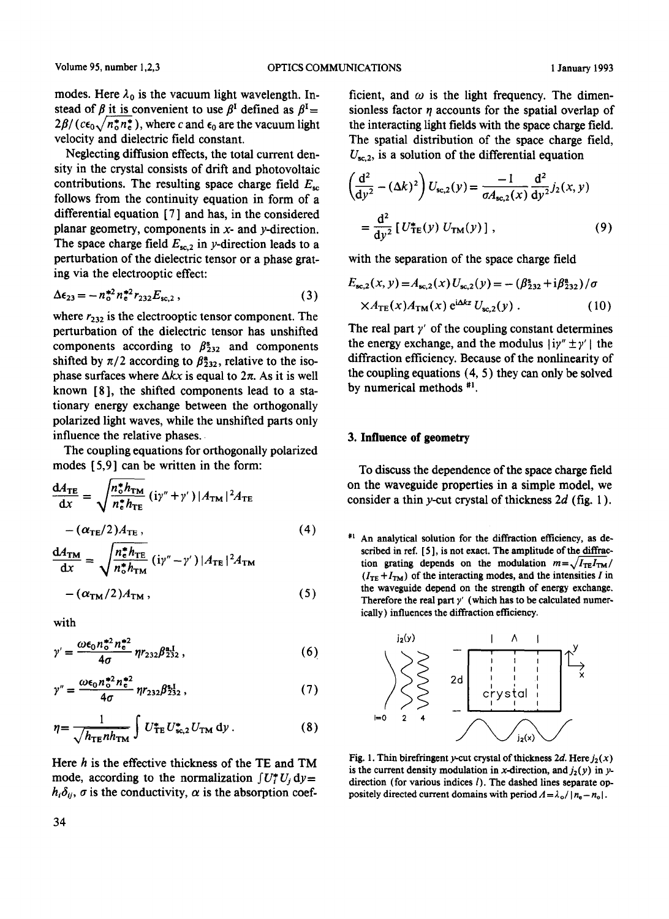modes. Here $\lambda_0$ is the vacuum light wavelength. Instead of $\beta$ it is convenient to use $\beta^I$ defined as $\beta^I = 2\beta/(c\epsilon_0\sqrt{n_o^* n_e^*})$, where $c$ and $\epsilon_0$ are the vacuum light velocity and dielectric field constant.

Neglecting diffusion effects, the total current density in the crystal consists of drift and photovoltaic contributions. The resulting space charge field $E_{sc}$ follows from the continuity equation in form of a differential equation [7] and has, in the considered planar geometry, components in $x$- and $y$-direction. The space charge field $E_{sc,2}$ in $y$-direction leads to a perturbation of the dielectric tensor or a phase grating via the electrooptic effect:

$$\Delta\epsilon_{23} = -n_o^{*2} n_e^{*2} r_{232} E_{sc,2}, \tag{3}$$

where $r_{232}$ is the electrooptic tensor component. The perturbation of the dielectric tensor has unshifted components according to $\beta^s_{232}$ and components shifted by $\pi/2$ according to $\beta^a_{232}$, relative to the isophase surfaces where $\Delta kx$ is equal to $2\pi$. As it is well known [8], the shifted components lead to a stationary energy exchange between the orthogonally polarized light waves, while the unshifted parts only influence the relative phases.

The coupling equations for orthogonally polarized modes [5,9] can be written in the form:

$$\frac{dA_{TE}}{dx} = \sqrt{\frac{n_o^* h_{TM}}{n_e^* h_{TE}}}\,(i\gamma'' + \gamma')\,|A_{TM}|^2 A_{TE} - (\alpha_{TE}/2) A_{TE}, \tag{4}$$

$$\frac{dA_{TM}}{dx} = \sqrt{\frac{n_e^* h_{TE}}{n_o^* h_{TM}}}\,(i\gamma'' - \gamma')\,|A_{TE}|^2 A_{TM} - (\alpha_{TM}/2) A_{TM}, \tag{5}$$

with

$$\gamma' = \frac{\omega\epsilon_0 n_o^{*2} n_e^{*2}}{4\sigma}\,\eta r_{232}\beta^{a,I}_{232}, \tag{6}$$

$$\gamma'' = \frac{\omega\epsilon_0 n_o^{*2} n_e^{*2}}{4\sigma}\,\eta r_{232}\beta^{s,I}_{232}, \tag{7}$$

$$\eta = \frac{1}{\sqrt{h_{TE} n h_{TM}}} \int U^*_{TE} U^*_{sc,2} U_{TM}\, dy. \tag{8}$$

Here $h$ is the effective thickness of the TE and TM mode, according to the normalization $\int U_i^* U_j\, dy = h_i\delta_{ij}$, $\sigma$ is the conductivity, $\alpha$ is the absorption coefficient, and $\omega$ is the light frequency. The dimensionless factor $\eta$ accounts for the spatial overlap of the interacting light fields with the space charge field. The spatial distribution of the space charge field, $U_{sc,2}$, is a solution of the differential equation

$$\left(\frac{d^2}{dy^2} - (\Delta k)^2\right) U_{sc,2}(y) = \frac{-1}{\sigma A_{sc,2}(x)} \frac{d^2}{dy^2} j_2(x,y) = \frac{d^2}{dy^2}\left[U^*_{TE}(y)\, U_{TM}(y)\right], \tag{9}$$

with the separation of the space charge field

$$E_{sc,2}(x,y) = A_{sc,2}(x)\, U_{sc,2}(y) = -(\beta^s_{232} + i\beta^a_{232})/\sigma \times A_{TE}(x) A_{TM}(x)\, e^{i\Delta kz}\, U_{sc,2}(y). \tag{10}$$

The real part $\gamma'$ of the coupling constant determines the energy exchange, and the modulus $|i\gamma'' \pm \gamma'|$ the diffraction efficiency. Because of the nonlinearity of the coupling equations (4, 5) they can only be solved by numerical methods [#1].

[#1] An analytical solution for the diffraction efficiency, as described in ref. [5], is not exact. The amplitude of the diffraction grating depends on the modulation $m = \sqrt{I_{TE} I_{TM}}/(I_{TE} + I_{TM})$ of the interacting modes, and the intensities $I$ in the waveguide depend on the strength of energy exchange. Therefore the real part $\gamma'$ (which has to be calculated numerically) influences the diffraction efficiency.

## 3. Influence of geometry

To discuss the dependence of the space charge field on the waveguide properties in a simple model, we consider a thin $y$-cut crystal of thickness $2d$ (fig. 1).

Fig. 1. Thin birefringent $y$-cut crystal of thickness $2d$. Here $j_2(x)$ is the current density modulation in $x$-direction, and $j_2(y)$ in $y$-direction (for various indices $l$). The dashed lines separate oppositely directed current domains with period $\Lambda = \lambda_0/|n_e - n_o|$.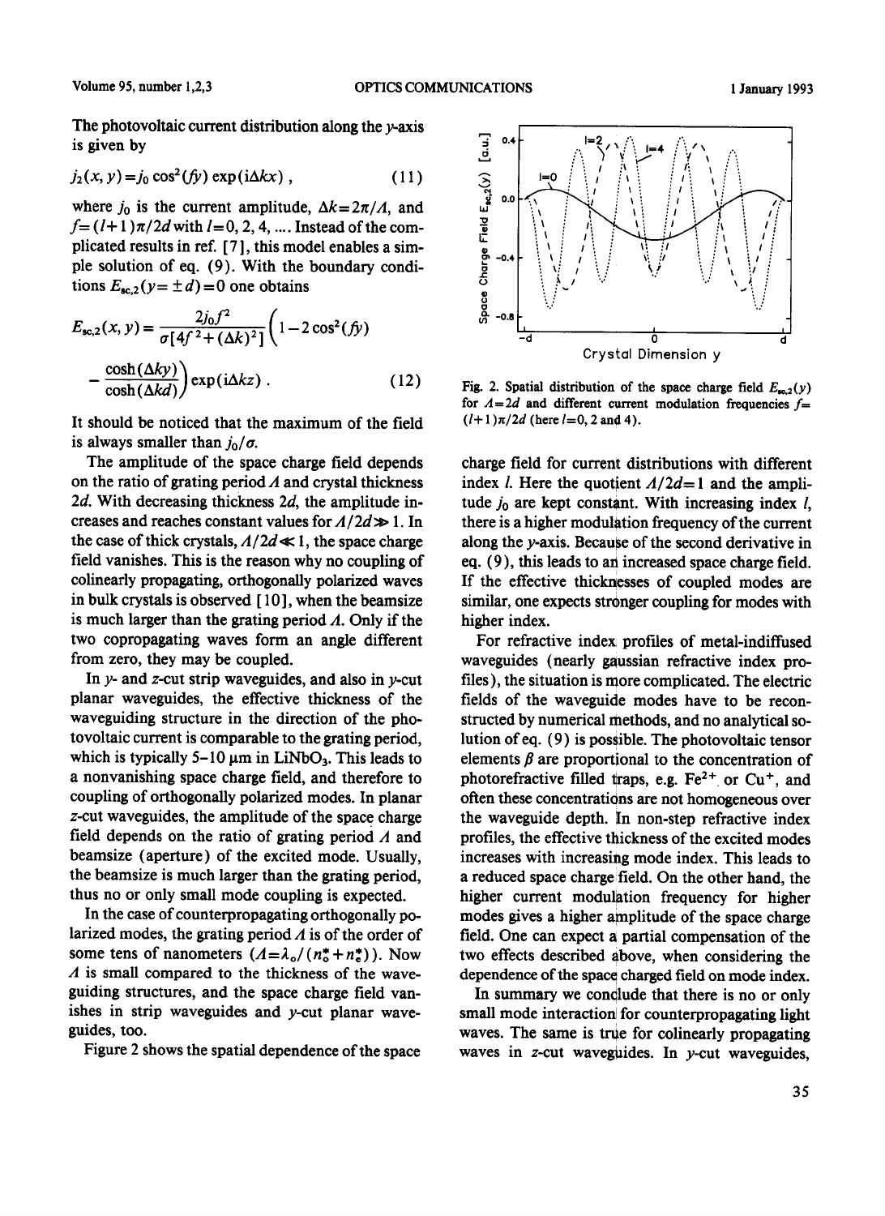The photovoltaic current distribution along the $y$-axis is given by

$$j_2(x, y) = j_0 \cos^2(fy) \exp(\mathrm{i}\Delta kx) , \tag{11}$$

where $j_0$ is the current amplitude, $\Delta k = 2\pi/\Lambda$, and $f = (l+1)\pi/2d$ with $l = 0, 2, 4, \ldots$. Instead of the complicated results in ref. [7], this model enables a simple solution of eq. (9). With the boundary conditions $E_{sc,2}(y = \pm d) = 0$ one obtains

$$E_{sc,2}(x, y) = \frac{2 j_0 f^2}{\sigma[4f^2 + (\Delta k)^2]} \left(1 - 2\cos^2(fy) - \frac{\cosh(\Delta ky)}{\cosh(\Delta kd)}\right) \exp(\mathrm{i}\Delta kz) . \tag{12}$$

It should be noticed that the maximum of the field is always smaller than $j_0/\sigma$.

The amplitude of the space charge field depends on the ratio of grating period $\Lambda$ and crystal thickness $2d$. With decreasing thickness $2d$, the amplitude increases and reaches constant values for $\Lambda/2d \gg 1$. In the case of thick crystals, $\Lambda/2d \ll 1$, the space charge field vanishes. This is the reason why no coupling of colinearly propagating, orthogonally polarized waves in bulk crystals is observed [10], when the beamsize is much larger than the grating period $\Lambda$. Only if the two copropagating waves form an angle different from zero, they may be coupled.

In $y$- and $z$-cut strip waveguides, and also in $y$-cut planar waveguides, the effective thickness of the waveguiding structure in the direction of the photovoltaic current is comparable to the grating period, which is typically 5–10 μm in $LiNbO_3$. This leads to a nonvanishing space charge field, and therefore to coupling of orthogonally polarized modes. In planar $z$-cut waveguides, the amplitude of the space charge field depends on the ratio of grating period $\Lambda$ and beamsize (aperture) of the excited mode. Usually, the beamsize is much larger than the grating period, thus no or only small mode coupling is expected.

In the case of counterpropagating orthogonally polarized modes, the grating period $\Lambda$ is of the order of some tens of nanometers ($\Lambda = \lambda_0/(n_o^* + n_e^*)$). Now $\Lambda$ is small compared to the thickness of the waveguiding structures, and the space charge field vanishes in strip waveguides and $y$-cut planar waveguides, too.

Figure 2 shows the spatial dependence of the space charge field for current distributions with different index $l$. Here the quotient $\Lambda/2d = 1$ and the amplitude $j_0$ are kept constant. With increasing index $l$, there is a higher modulation frequency of the current along the $y$-axis. Because of the second derivative in eq. (9), this leads to an increased space charge field. If the effective thicknesses of coupled modes are similar, one expects stronger coupling for modes with higher index.

Fig. 2. Spatial distribution of the space charge field $E_{sc,2}(y)$ for $\Lambda = 2d$ and different current modulation frequencies $f = (l+1)\pi/2d$ (here $l = 0, 2$ and 4).

For refractive index profiles of metal-indiffused waveguides (nearly gaussian refractive index profiles), the situation is more complicated. The electric fields of the waveguide modes have to be reconstructed by numerical methods, and no analytical solution of eq. (9) is possible. The photovoltaic tensor elements $\beta$ are proportional to the concentration of photorefractive filled traps, e.g. $Fe^{2+}$ or $Cu^{+}$, and often these concentrations are not homogeneous over the waveguide depth. In non-step refractive index profiles, the effective thickness of the excited modes increases with increasing mode index. This leads to a reduced space charge field. On the other hand, the higher current modulation frequency for higher modes gives a higher amplitude of the space charge field. One can expect a partial compensation of the two effects described above, when considering the dependence of the space charged field on mode index.

In summary we conclude that there is no or only small mode interaction for counterpropagating light waves. The same is true for colinearly propagating waves in $z$-cut waveguides. In $y$-cut waveguides,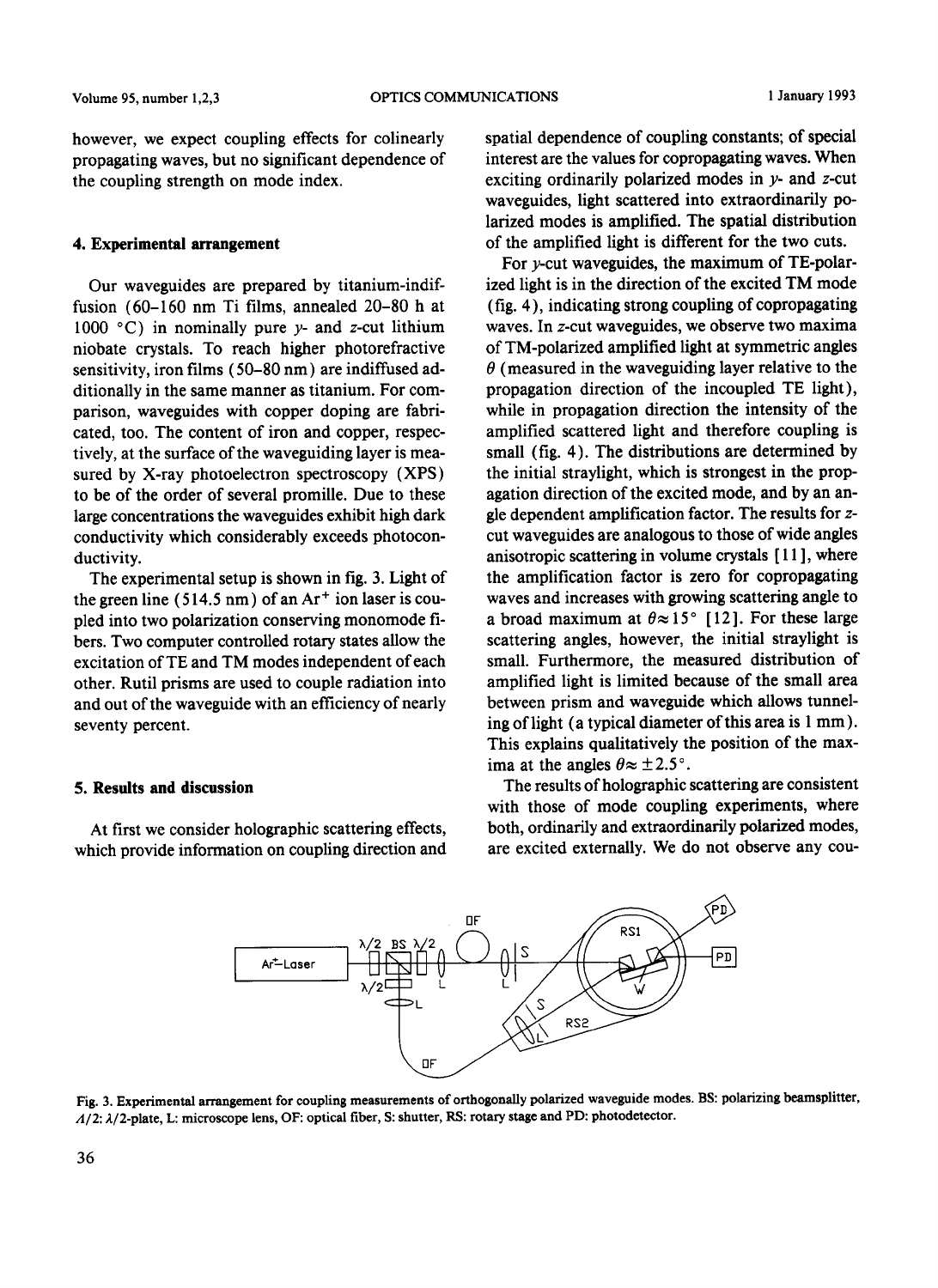however, we expect coupling effects for colinearly propagating waves, but no significant dependence of the coupling strength on mode index.

## 4. Experimental arrangement

Our waveguides are prepared by titanium-indiffusion (60–160 nm Ti films, annealed 20–80 h at 1000 °C) in nominally pure *y*- and *z*-cut lithium niobate crystals. To reach higher photorefractive sensitivity, iron films (50–80 nm) are indiffused additionally in the same manner as titanium. For comparison, waveguides with copper doping are fabricated, too. The content of iron and copper, respectively, at the surface of the waveguiding layer is measured by X-ray photoelectron spectroscopy (XPS) to be of the order of several promille. Due to these large concentrations the waveguides exhibit high dark conductivity which considerably exceeds photoconductivity.

The experimental setup is shown in fig. 3. Light of the green line (514.5 nm) of an $Ar^+$ ion laser is coupled into two polarization conserving monomode fibers. Two computer controlled rotary states allow the excitation of TE and TM modes independent of each other. Rutil prisms are used to couple radiation into and out of the waveguide with an efficiency of nearly seventy percent.

## 5. Results and discussion

At first we consider holographic scattering effects, which provide information on coupling direction and spatial dependence of coupling constants; of special interest are the values for copropagating waves. When exciting ordinarily polarized modes in *y*- and *z*-cut waveguides, light scattered into extraordinarily polarized modes is amplified. The spatial distribution of the amplified light is different for the two cuts.

For *y*-cut waveguides, the maximum of TE-polarized light is in the direction of the excited TM mode (fig. 4), indicating strong coupling of copropagating waves. In *z*-cut waveguides, we observe two maxima of TM-polarized amplified light at symmetric angles $\theta$ (measured in the waveguiding layer relative to the propagation direction of the incoupled TE light), while in propagation direction the intensity of the amplified scattered light and therefore coupling is small (fig. 4). The distributions are determined by the initial straylight, which is strongest in the propagation direction of the excited mode, and by an angle dependent amplification factor. The results for *z*-cut waveguides are analogous to those of wide angles anisotropic scattering in volume crystals [11], where the amplification factor is zero for copropagating waves and increases with growing scattering angle to a broad maximum at $\theta \approx 15°$ [12]. For these large scattering angles, however, the initial straylight is small. Furthermore, the measured distribution of amplified light is limited because of the small area between prism and waveguide which allows tunneling of light (a typical diameter of this area is 1 mm). This explains qualitatively the position of the maxima at the angles $\theta \approx \pm 2.5°$.

The results of holographic scattering are consistent with those of mode coupling experiments, where both, ordinarily and extraordinarily polarized modes, are excited externally. We do not observe any cou-

Fig. 3. Experimental arrangement for coupling measurements of orthogonally polarized waveguide modes. BS: polarizing beamsplitter, $\Lambda/2$: $\lambda/2$-plate, L: microscope lens, OF: optical fiber, S: shutter, RS: rotary stage and PD: photodetector.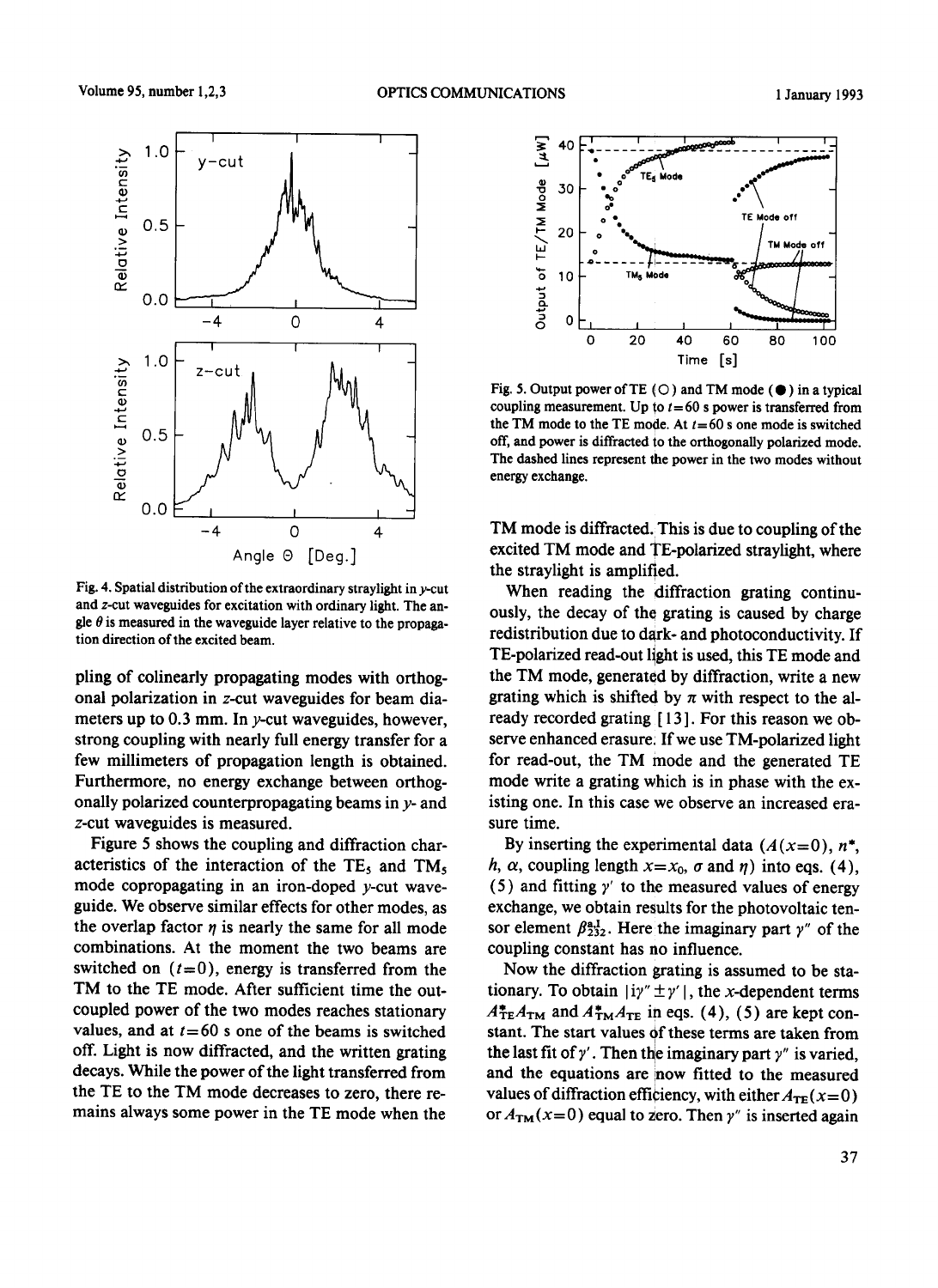Fig. 4. Spatial distribution of the extraordinary straylight in $y$-cut and $z$-cut waveguides for excitation with ordinary light. The angle $\theta$ is measured in the waveguide layer relative to the propagation direction of the excited beam.

pling of colinearly propagating modes with orthogonal polarization in $z$-cut waveguides for beam diameters up to 0.3 mm. In $y$-cut waveguides, however, strong coupling with nearly full energy transfer for a few millimeters of propagation length is obtained. Furthermore, no energy exchange between orthogonally polarized counterpropagating beams in $y$- and $z$-cut waveguides is measured.

Figure 5 shows the coupling and diffraction characteristics of the interaction of the $TE_5$ and $TM_5$ mode copropagating in an iron-doped $y$-cut waveguide. We observe similar effects for other modes, as the overlap factor $\eta$ is nearly the same for all mode combinations. At the moment the two beams are switched on ($t=0$), energy is transferred from the TM to the TE mode. After sufficient time the outcoupled power of the two modes reaches stationary values, and at $t=60$ s one of the beams is switched off. Light is now diffracted, and the written grating decays. While the power of the light transferred from the TE to the TM mode decreases to zero, there remains always some power in the TE mode when the

Fig. 5. Output power of TE (○) and TM mode (●) in a typical coupling measurement. Up to $t=60$ s power is transferred from the TM mode to the TE mode. At $t=60$ s one mode is switched off, and power is diffracted to the orthogonally polarized mode. The dashed lines represent the power in the two modes without energy exchange.

TM mode is diffracted. This is due to coupling of the excited TM mode and TE-polarized straylight, where the straylight is amplified.

When reading the diffraction grating continuously, the decay of the grating is caused by charge redistribution due to dark- and photoconductivity. If TE-polarized read-out light is used, this TE mode and the TM mode, generated by diffraction, write a new grating which is shifted by $\pi$ with respect to the already recorded grating [13]. For this reason we observe enhanced erasure. If we use TM-polarized light for read-out, the TM mode and the generated TE mode write a grating which is in phase with the existing one. In this case we observe an increased erasure time.

By inserting the experimental data ($A(x=0)$, $n^*$, $h$, $\alpha$, coupling length $x=x_0$, $\sigma$ and $\eta$) into eqs. (4), (5) and fitting $\gamma'$ to the measured values of energy exchange, we obtain results for the photovoltaic tensor element $\beta^{a1}_{232}$. Here the imaginary part $\gamma''$ of the coupling constant has no influence.

Now the diffraction grating is assumed to be stationary. To obtain $|i\gamma'' \pm \gamma'|$, the $x$-dependent terms $A^*_{TE}A_{TM}$ and $A^*_{TM}A_{TE}$ in eqs. (4), (5) are kept constant. The start values of these terms are taken from the last fit of $\gamma'$. Then the imaginary part $\gamma''$ is varied, and the equations are now fitted to the measured values of diffraction efficiency, with either $A_{TE}(x=0)$ or $A_{TM}(x=0)$ equal to zero. Then $\gamma''$ is inserted again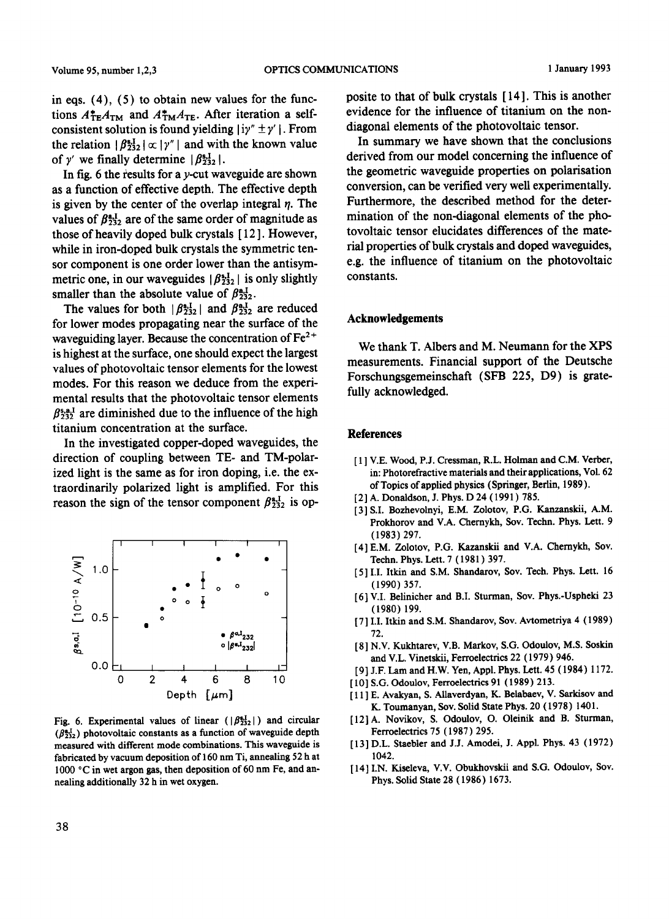in eqs. (4), (5) to obtain new values for the functions $A_{TE}^{*}A_{TM}$ and $A_{TM}^{*}A_{TE}$. After iteration a self-consistent solution is found yielding $|i\gamma'' \pm \gamma'|$. From the relation $|\beta_{232}^{s,I}| \propto |\gamma''|$ and with the known value of $\gamma'$ we finally determine $|\beta_{232}^{s,I}|$.

In fig. 6 the results for a $y$-cut waveguide are shown as a function of effective depth. The effective depth is given by the center of the overlap integral $\eta$. The values of $\beta_{232}^{a,I}$ are of the same order of magnitude as those of heavily doped bulk crystals [12]. However, while in iron-doped bulk crystals the symmetric tensor component is one order lower than the antisymmetric one, in our waveguides $|\beta_{232}^{s,I}|$ is only slightly smaller than the absolute value of $\beta_{232}^{a,I}$.

The values for both $|\beta_{232}^{s,I}|$ and $\beta_{232}^{a,I}$ are reduced for lower modes propagating near the surface of the waveguiding layer. Because the concentration of $Fe^{2+}$ is highest at the surface, one should expect the largest values of photovoltaic tensor elements for the lowest modes. For this reason we deduce from the experimental results that the photovoltaic tensor elements $\beta_{232}^{s,a,I}$ are diminished due to the influence of the high titanium concentration at the surface.

In the investigated copper-doped waveguides, the direction of coupling between TE- and TM-polarized light is the same as for iron doping, i.e. the extraordinarily polarized light is amplified. For this reason the sign of the tensor component $\beta_{232}^{a,I}$ is opposite to that of bulk crystals [14]. This is another evidence for the influence of titanium on the non-diagonal elements of the photovoltaic tensor.

In summary we have shown that the conclusions derived from our model concerning the influence of the geometric waveguide properties on polarisation conversion, can be verified very well experimentally. Furthermore, the described method for the determination of the non-diagonal elements of the photovoltaic tensor elucidates differences of the material properties of bulk crystals and doped waveguides, e.g. the influence of titanium on the photovoltaic constants.

$\beta^{s,a,I}$ [$10^{-10}$ A/W]

1.0

0.5

0.0

0 2 4 6 8 10

Depth [$\mu$m]

• $\beta^{a,I}_{232}$

○ $|\beta^{s,I}_{232}|$

Fig. 6. Experimental values of linear ($|\beta_{232}^{s,I}|$) and circular ($\beta_{232}^{a,I}$) photovoltaic constants as a function of waveguide depth measured with different mode combinations. This waveguide is fabricated by vacuum deposition of 160 nm Ti, annealing 52 h at 1000 °C in wet argon gas, then deposition of 60 nm Fe, and annealing additionally 32 h in wet oxygen.

## Acknowledgements

We thank T. Albers and M. Neumann for the XPS measurements. Financial support of the Deutsche Forschungsgemeinschaft (SFB 225, D9) is gratefully acknowledged.

## References

[1] V.E. Wood, P.J. Cressman, R.L. Holman and C.M. Verber, in: Photorefractive materials and their applications, Vol. 62 of Topics of applied physics (Springer, Berlin, 1989).

[2] A. Donaldson, J. Phys. D 24 (1991) 785.

[3] S.I. Bozhevolnyi, E.M. Zolotov, P.G. Kanzanskii, A.M. Prokhorov and V.A. Chernykh, Sov. Techn. Phys. Lett. 9 (1983) 297.

[4] E.M. Zolotov, P.G. Kazanskii and V.A. Chernykh, Sov. Techn. Phys. Lett. 7 (1981) 397.

[5] I.I. Itkin and S.M. Shandarov, Sov. Tech. Phys. Lett. 16 (1990) 357.

[6] V.I. Belinicher and B.I. Sturman, Sov. Phys.-Uspheki 23 (1980) 199.

[7] I.I. Itkin and S.M. Shandarov, Sov. Avtometriya 4 (1989) 72.

[8] N.V. Kukhtarev, V.B. Markov, S.G. Odoulov, M.S. Soskin and V.L. Vinetskii, Ferroelectrics 22 (1979) 946.

[9] J.F. Lam and H.W. Yen, Appl. Phys. Lett. 45 (1984) 1172.

[10] S.G. Odoulov, Ferroelectrics 91 (1989) 213.

[11] E. Avakyan, S. Allaverdyan, K. Belabaev, V. Sarkisov and K. Toumanyan, Sov. Solid State Phys. 20 (1978) 1401.

[12] A. Novikov, S. Odoulov, O. Oleinik and B. Sturman, Ferroelectrics 75 (1987) 295.

[13] D.L. Staebler and J.J. Amodei, J. Appl. Phys. 43 (1972) 1042.

[14] I.N. Kiseleva, V.V. Obukhovskii and S.G. Odoulov, Sov. Phys. Solid State 28 (1986) 1673.